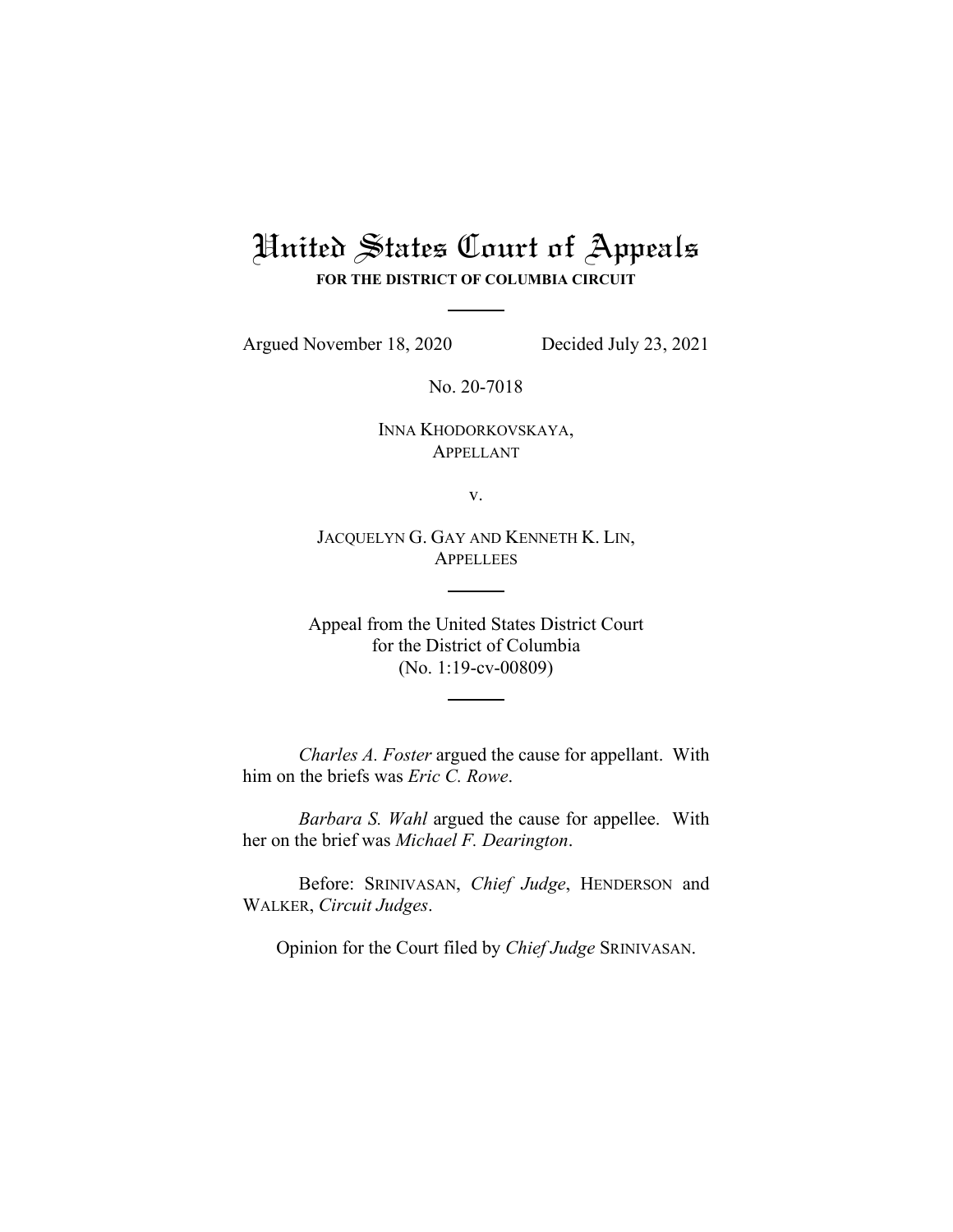# United States Court of Appeals

**FOR THE DISTRICT OF COLUMBIA CIRCUIT**

---

Argued November 18, 2020 Decided July 23, 2021

No. 20-7018

INNA KHODORKOVSKAYA,
APPELLANT

v.

JACQUELYN G. GAY AND KENNETH K. LIN,
APPELLEES

---

Appeal from the United States District Court
for the District of Columbia
(No. 1:19-cv-00809)

---

*Charles A. Foster* argued the cause for appellant. With him on the briefs was *Eric C. Rowe*.

*Barbara S. Wahl* argued the cause for appellee. With her on the brief was *Michael F. Dearington*.

Before: SRINIVASAN, *Chief Judge*, HENDERSON and WALKER, *Circuit Judges*.

Opinion for the Court filed by *Chief Judge* SRINIVASAN.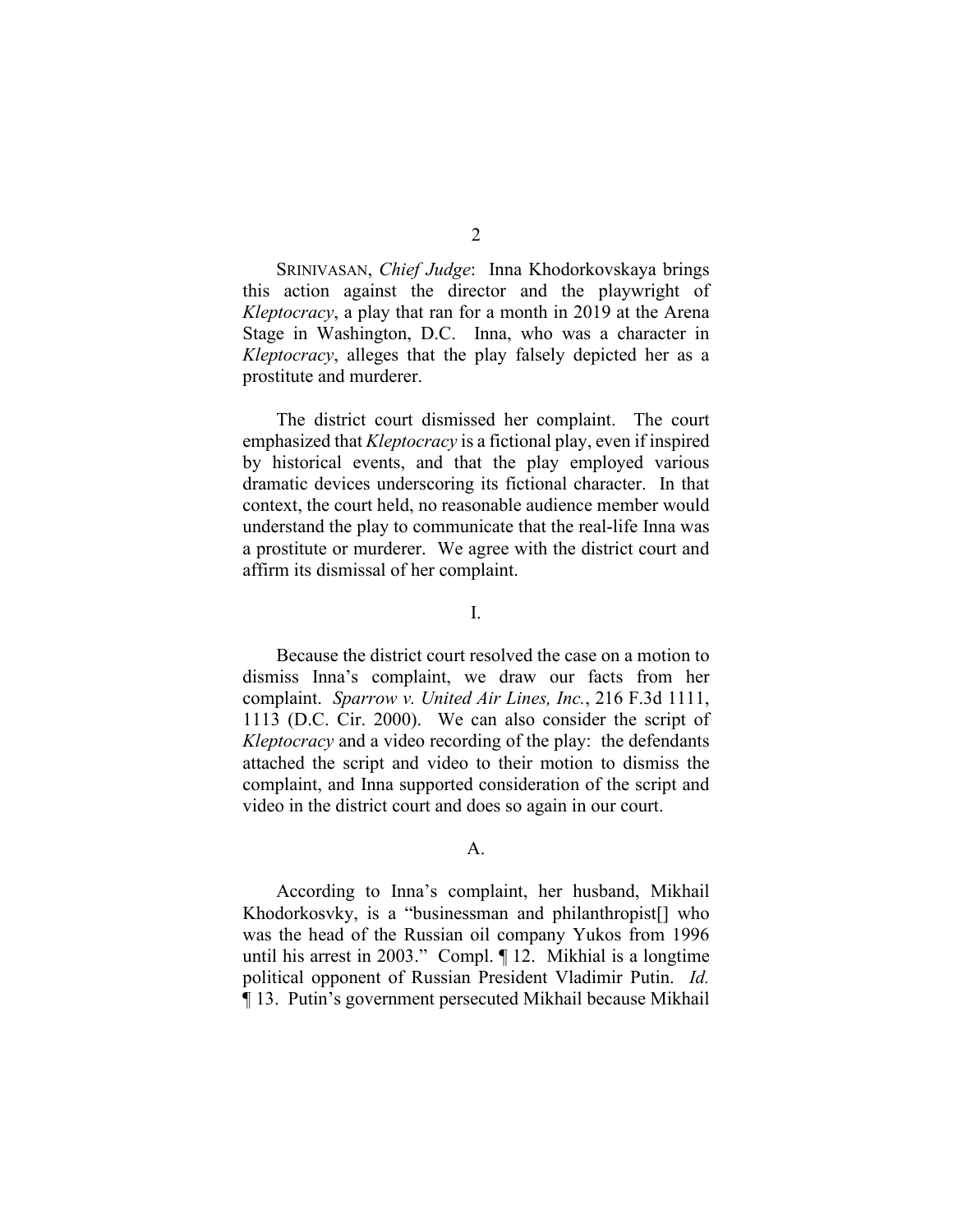SRINIVASAN, *Chief Judge*: Inna Khodorkovskaya brings this action against the director and the playwright of *Kleptocracy*, a play that ran for a month in 2019 at the Arena Stage in Washington, D.C. Inna, who was a character in *Kleptocracy*, alleges that the play falsely depicted her as a prostitute and murderer.

The district court dismissed her complaint. The court emphasized that *Kleptocracy* is a fictional play, even if inspired by historical events, and that the play employed various dramatic devices underscoring its fictional character. In that context, the court held, no reasonable audience member would understand the play to communicate that the real-life Inna was a prostitute or murderer. We agree with the district court and affirm its dismissal of her complaint.

## I.

Because the district court resolved the case on a motion to dismiss Inna's complaint, we draw our facts from her complaint. *Sparrow v. United Air Lines, Inc.*, 216 F.3d 1111, 1113 (D.C. Cir. 2000). We can also consider the script of *Kleptocracy* and a video recording of the play: the defendants attached the script and video to their motion to dismiss the complaint, and Inna supported consideration of the script and video in the district court and does so again in our court.

### A.

According to Inna's complaint, her husband, Mikhail Khodorkosvky, is a "businessman and philanthropist[] who was the head of the Russian oil company Yukos from 1996 until his arrest in 2003." Compl. ¶ 12. Mikhial is a longtime political opponent of Russian President Vladimir Putin. *Id.* ¶ 13. Putin's government persecuted Mikhail because Mikhail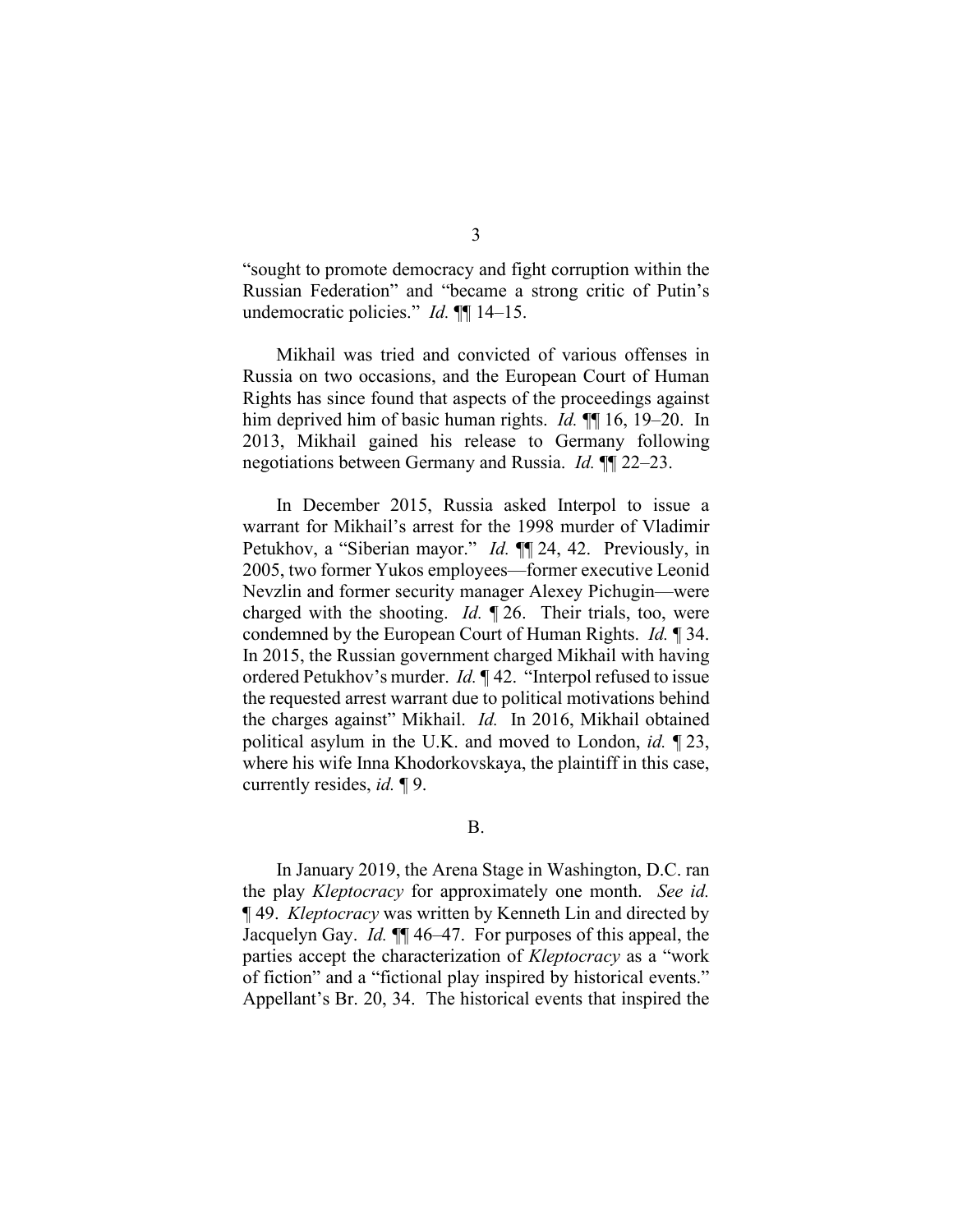"sought to promote democracy and fight corruption within the Russian Federation" and "became a strong critic of Putin's undemocratic policies." *Id.* ¶¶ 14–15.

Mikhail was tried and convicted of various offenses in Russia on two occasions, and the European Court of Human Rights has since found that aspects of the proceedings against him deprived him of basic human rights. *Id.* ¶¶ 16, 19–20. In 2013, Mikhail gained his release to Germany following negotiations between Germany and Russia. *Id.* ¶¶ 22–23.

In December 2015, Russia asked Interpol to issue a warrant for Mikhail's arrest for the 1998 murder of Vladimir Petukhov, a "Siberian mayor." *Id.* ¶¶ 24, 42. Previously, in 2005, two former Yukos employees—former executive Leonid Nevzlin and former security manager Alexey Pichugin—were charged with the shooting. *Id.* ¶ 26. Their trials, too, were condemned by the European Court of Human Rights. *Id.* ¶ 34. In 2015, the Russian government charged Mikhail with having ordered Petukhov's murder. *Id.* ¶ 42. "Interpol refused to issue the requested arrest warrant due to political motivations behind the charges against" Mikhail. *Id.* In 2016, Mikhail obtained political asylum in the U.K. and moved to London, *id.* ¶ 23, where his wife Inna Khodorkovskaya, the plaintiff in this case, currently resides, *id.* ¶ 9.

B.

In January 2019, the Arena Stage in Washington, D.C. ran the play *Kleptocracy* for approximately one month. *See id.* ¶ 49. *Kleptocracy* was written by Kenneth Lin and directed by Jacquelyn Gay. *Id.* ¶¶ 46–47. For purposes of this appeal, the parties accept the characterization of *Kleptocracy* as a "work of fiction" and a "fictional play inspired by historical events." Appellant's Br. 20, 34. The historical events that inspired the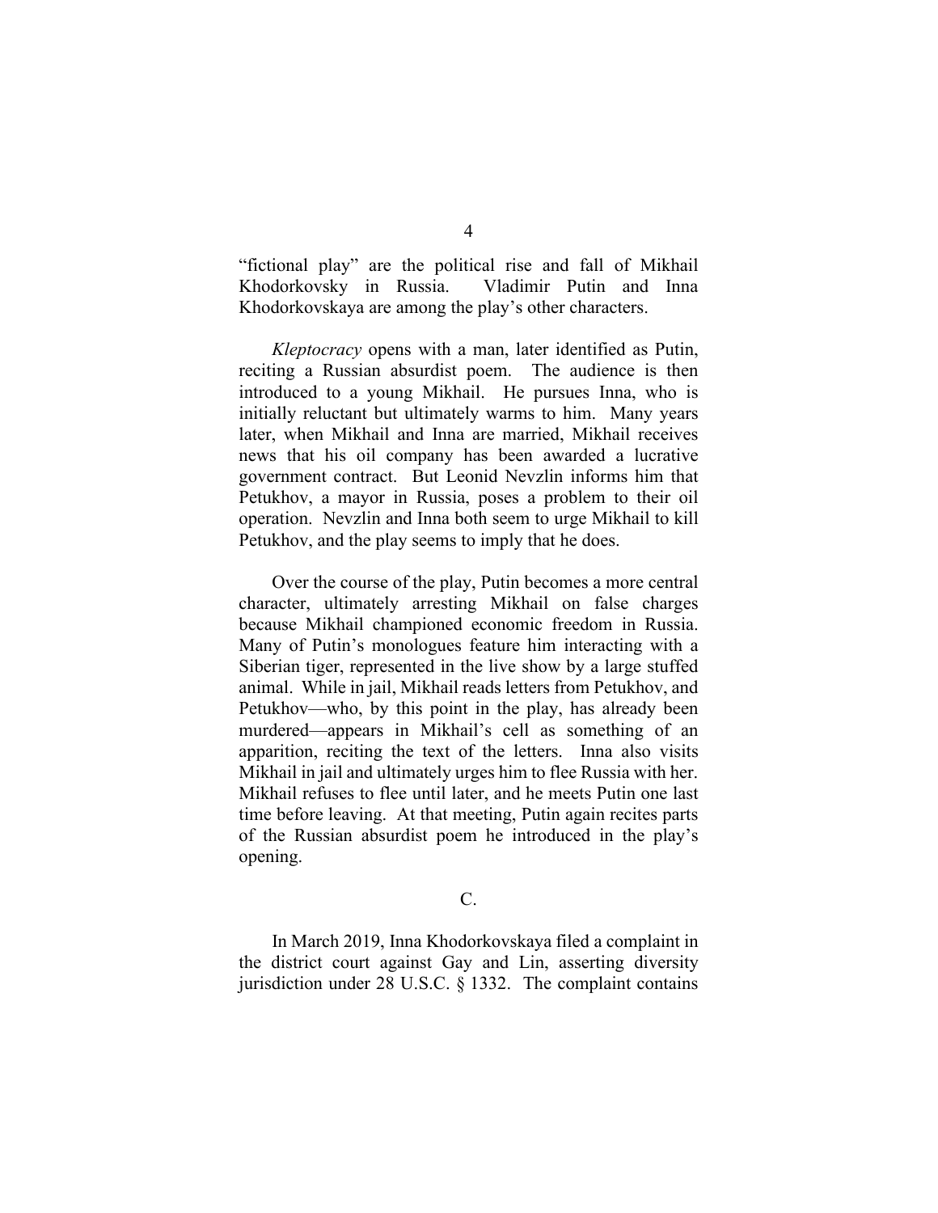"fictional play" are the political rise and fall of Mikhail Khodorkovsky in Russia. Vladimir Putin and Inna Khodorkovskaya are among the play's other characters.

*Kleptocracy* opens with a man, later identified as Putin, reciting a Russian absurdist poem. The audience is then introduced to a young Mikhail. He pursues Inna, who is initially reluctant but ultimately warms to him. Many years later, when Mikhail and Inna are married, Mikhail receives news that his oil company has been awarded a lucrative government contract. But Leonid Nevzlin informs him that Petukhov, a mayor in Russia, poses a problem to their oil operation. Nevzlin and Inna both seem to urge Mikhail to kill Petukhov, and the play seems to imply that he does.

Over the course of the play, Putin becomes a more central character, ultimately arresting Mikhail on false charges because Mikhail championed economic freedom in Russia. Many of Putin's monologues feature him interacting with a Siberian tiger, represented in the live show by a large stuffed animal. While in jail, Mikhail reads letters from Petukhov, and Petukhov—who, by this point in the play, has already been murdered—appears in Mikhail's cell as something of an apparition, reciting the text of the letters. Inna also visits Mikhail in jail and ultimately urges him to flee Russia with her. Mikhail refuses to flee until later, and he meets Putin one last time before leaving. At that meeting, Putin again recites parts of the Russian absurdist poem he introduced in the play's opening.

## C.

In March 2019, Inna Khodorkovskaya filed a complaint in the district court against Gay and Lin, asserting diversity jurisdiction under 28 U.S.C. § 1332. The complaint contains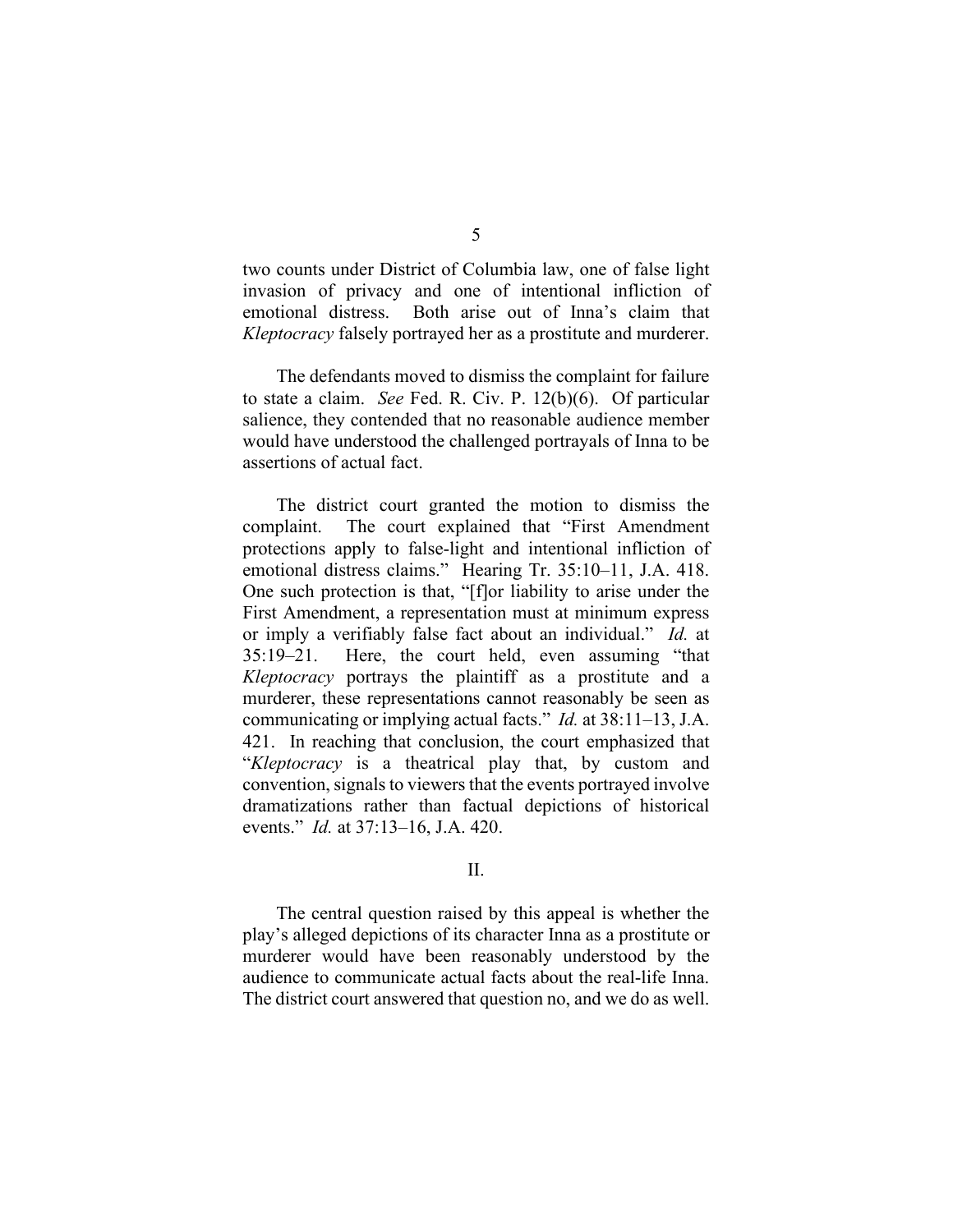two counts under District of Columbia law, one of false light invasion of privacy and one of intentional infliction of emotional distress. Both arise out of Inna's claim that *Kleptocracy* falsely portrayed her as a prostitute and murderer.

The defendants moved to dismiss the complaint for failure to state a claim. *See* Fed. R. Civ. P. 12(b)(6). Of particular salience, they contended that no reasonable audience member would have understood the challenged portrayals of Inna to be assertions of actual fact.

The district court granted the motion to dismiss the complaint. The court explained that "First Amendment protections apply to false-light and intentional infliction of emotional distress claims." Hearing Tr. 35:10–11, J.A. 418. One such protection is that, "[f]or liability to arise under the First Amendment, a representation must at minimum express or imply a verifiably false fact about an individual." *Id.* at 35:19–21. Here, the court held, even assuming "that *Kleptocracy* portrays the plaintiff as a prostitute and a murderer, these representations cannot reasonably be seen as communicating or implying actual facts." *Id.* at 38:11–13, J.A. 421. In reaching that conclusion, the court emphasized that "*Kleptocracy* is a theatrical play that, by custom and convention, signals to viewers that the events portrayed involve dramatizations rather than factual depictions of historical events." *Id.* at 37:13–16, J.A. 420.

## II.

The central question raised by this appeal is whether the play's alleged depictions of its character Inna as a prostitute or murderer would have been reasonably understood by the audience to communicate actual facts about the real-life Inna. The district court answered that question no, and we do as well.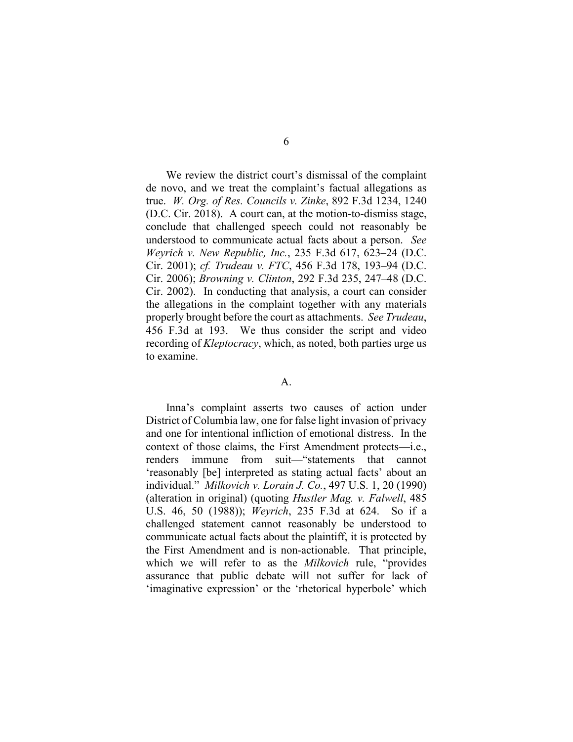We review the district court's dismissal of the complaint de novo, and we treat the complaint's factual allegations as true. *W. Org. of Res. Councils v. Zinke*, 892 F.3d 1234, 1240 (D.C. Cir. 2018). A court can, at the motion-to-dismiss stage, conclude that challenged speech could not reasonably be understood to communicate actual facts about a person. *See Weyrich v. New Republic, Inc.*, 235 F.3d 617, 623–24 (D.C. Cir. 2001); *cf. Trudeau v. FTC*, 456 F.3d 178, 193–94 (D.C. Cir. 2006); *Browning v. Clinton*, 292 F.3d 235, 247–48 (D.C. Cir. 2002). In conducting that analysis, a court can consider the allegations in the complaint together with any materials properly brought before the court as attachments. *See Trudeau*, 456 F.3d at 193. We thus consider the script and video recording of *Kleptocracy*, which, as noted, both parties urge us to examine.

### A.

Inna's complaint asserts two causes of action under District of Columbia law, one for false light invasion of privacy and one for intentional infliction of emotional distress. In the context of those claims, the First Amendment protects—i.e., renders immune from suit—"statements that cannot 'reasonably [be] interpreted as stating actual facts' about an individual." *Milkovich v. Lorain J. Co.*, 497 U.S. 1, 20 (1990) (alteration in original) (quoting *Hustler Mag. v. Falwell*, 485 U.S. 46, 50 (1988)); *Weyrich*, 235 F.3d at 624. So if a challenged statement cannot reasonably be understood to communicate actual facts about the plaintiff, it is protected by the First Amendment and is non-actionable. That principle, which we will refer to as the *Milkovich* rule, "provides assurance that public debate will not suffer for lack of 'imaginative expression' or the 'rhetorical hyperbole' which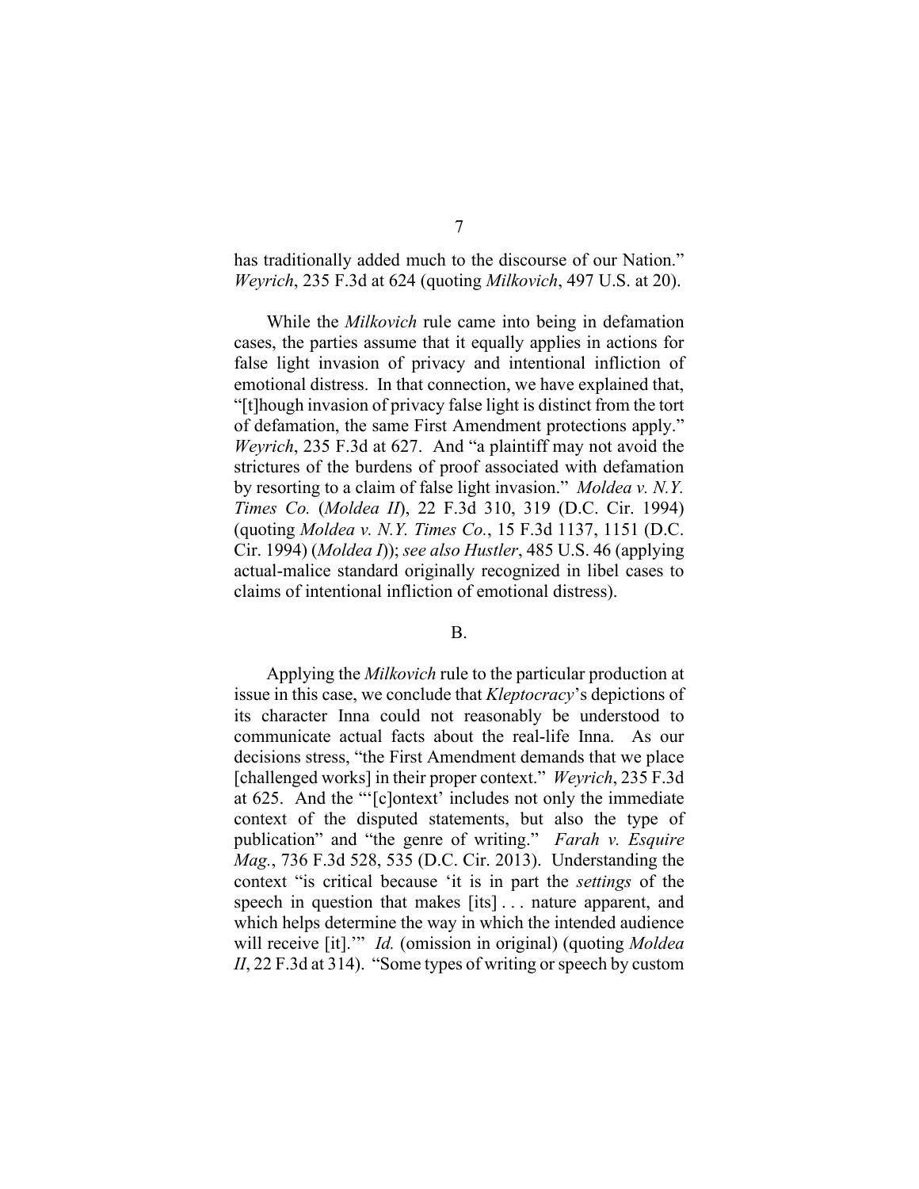has traditionally added much to the discourse of our Nation." *Weyrich*, 235 F.3d at 624 (quoting *Milkovich*, 497 U.S. at 20).

While the *Milkovich* rule came into being in defamation cases, the parties assume that it equally applies in actions for false light invasion of privacy and intentional infliction of emotional distress. In that connection, we have explained that, "[t]hough invasion of privacy false light is distinct from the tort of defamation, the same First Amendment protections apply." *Weyrich*, 235 F.3d at 627. And "a plaintiff may not avoid the strictures of the burdens of proof associated with defamation by resorting to a claim of false light invasion." *Moldea v. N.Y. Times Co.* (*Moldea II*), 22 F.3d 310, 319 (D.C. Cir. 1994) (quoting *Moldea v. N.Y. Times Co.*, 15 F.3d 1137, 1151 (D.C. Cir. 1994) (*Moldea I*)); *see also Hustler*, 485 U.S. 46 (applying actual-malice standard originally recognized in libel cases to claims of intentional infliction of emotional distress).

B.

Applying the *Milkovich* rule to the particular production at issue in this case, we conclude that *Kleptocracy*'s depictions of its character Inna could not reasonably be understood to communicate actual facts about the real-life Inna. As our decisions stress, "the First Amendment demands that we place [challenged works] in their proper context." *Weyrich*, 235 F.3d at 625. And the "'[c]ontext' includes not only the immediate context of the disputed statements, but also the type of publication" and "the genre of writing." *Farah v. Esquire Mag.*, 736 F.3d 528, 535 (D.C. Cir. 2013). Understanding the context "is critical because 'it is in part the *settings* of the speech in question that makes [its] . . . nature apparent, and which helps determine the way in which the intended audience will receive [it].'" *Id.* (omission in original) (quoting *Moldea II*, 22 F.3d at 314). "Some types of writing or speech by custom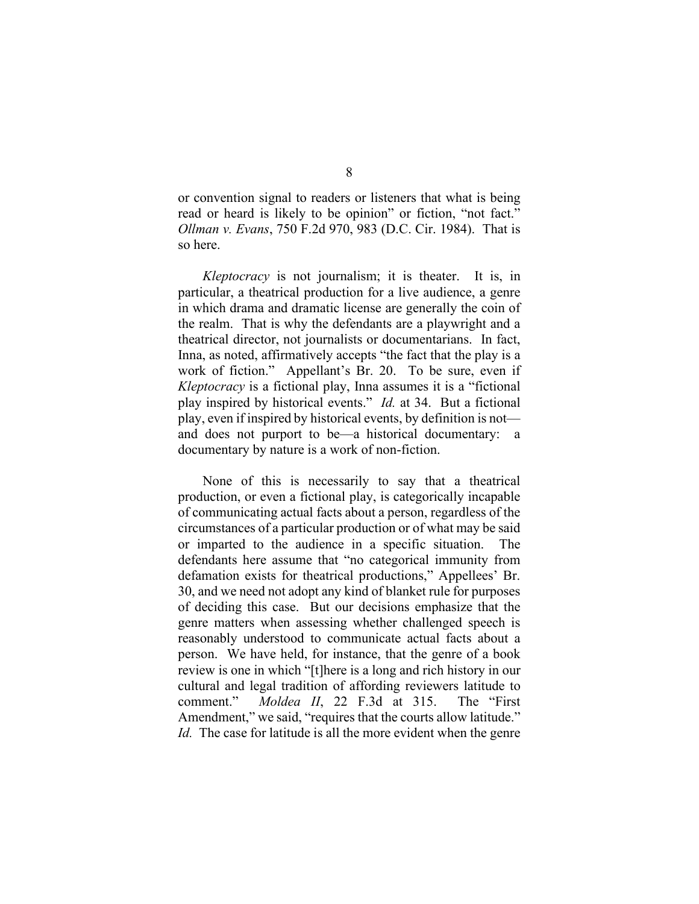or convention signal to readers or listeners that what is being read or heard is likely to be opinion" or fiction, "not fact." *Ollman v. Evans*, 750 F.2d 970, 983 (D.C. Cir. 1984). That is so here.

*Kleptocracy* is not journalism; it is theater. It is, in particular, a theatrical production for a live audience, a genre in which drama and dramatic license are generally the coin of the realm. That is why the defendants are a playwright and a theatrical director, not journalists or documentarians. In fact, Inna, as noted, affirmatively accepts "the fact that the play is a work of fiction." Appellant's Br. 20. To be sure, even if *Kleptocracy* is a fictional play, Inna assumes it is a "fictional play inspired by historical events." *Id.* at 34. But a fictional play, even if inspired by historical events, by definition is not—and does not purport to be—a historical documentary: a documentary by nature is a work of non-fiction.

None of this is necessarily to say that a theatrical production, or even a fictional play, is categorically incapable of communicating actual facts about a person, regardless of the circumstances of a particular production or of what may be said or imparted to the audience in a specific situation. The defendants here assume that "no categorical immunity from defamation exists for theatrical productions," Appellees' Br. 30, and we need not adopt any kind of blanket rule for purposes of deciding this case. But our decisions emphasize that the genre matters when assessing whether challenged speech is reasonably understood to communicate actual facts about a person. We have held, for instance, that the genre of a book review is one in which "[t]here is a long and rich history in our cultural and legal tradition of affording reviewers latitude to comment." *Moldea II*, 22 F.3d at 315. The "First Amendment," we said, "requires that the courts allow latitude." *Id.* The case for latitude is all the more evident when the genre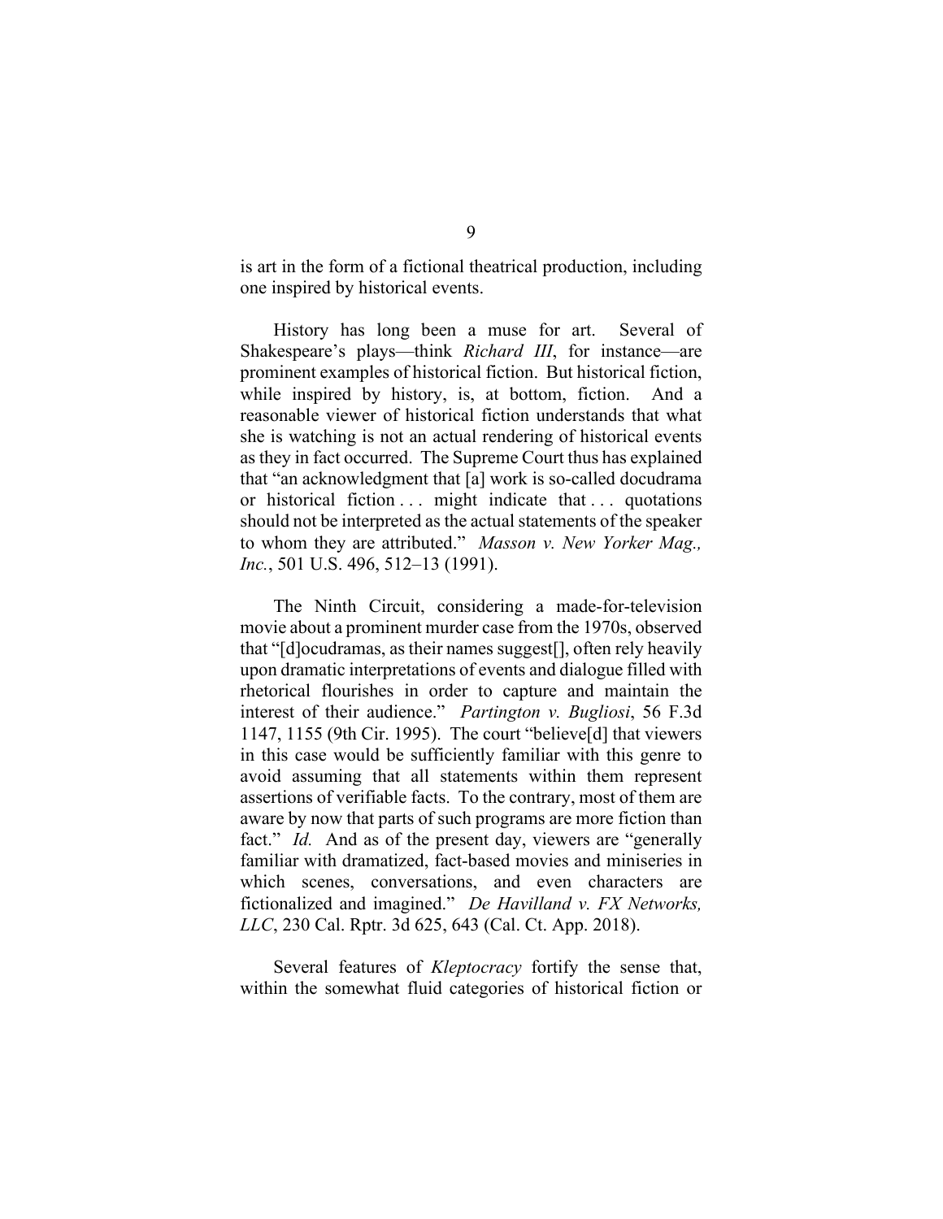is art in the form of a fictional theatrical production, including one inspired by historical events.

History has long been a muse for art. Several of Shakespeare's plays—think *Richard III*, for instance—are prominent examples of historical fiction. But historical fiction, while inspired by history, is, at bottom, fiction. And a reasonable viewer of historical fiction understands that what she is watching is not an actual rendering of historical events as they in fact occurred. The Supreme Court thus has explained that "an acknowledgment that [a] work is so-called docudrama or historical fiction . . . might indicate that . . . quotations should not be interpreted as the actual statements of the speaker to whom they are attributed." *Masson v. New Yorker Mag., Inc.*, 501 U.S. 496, 512–13 (1991).

The Ninth Circuit, considering a made-for-television movie about a prominent murder case from the 1970s, observed that "[d]ocudramas, as their names suggest[], often rely heavily upon dramatic interpretations of events and dialogue filled with rhetorical flourishes in order to capture and maintain the interest of their audience." *Partington v. Bugliosi*, 56 F.3d 1147, 1155 (9th Cir. 1995). The court "believe[d] that viewers in this case would be sufficiently familiar with this genre to avoid assuming that all statements within them represent assertions of verifiable facts. To the contrary, most of them are aware by now that parts of such programs are more fiction than fact." *Id.* And as of the present day, viewers are "generally familiar with dramatized, fact-based movies and miniseries in which scenes, conversations, and even characters are fictionalized and imagined." *De Havilland v. FX Networks, LLC*, 230 Cal. Rptr. 3d 625, 643 (Cal. Ct. App. 2018).

Several features of *Kleptocracy* fortify the sense that, within the somewhat fluid categories of historical fiction or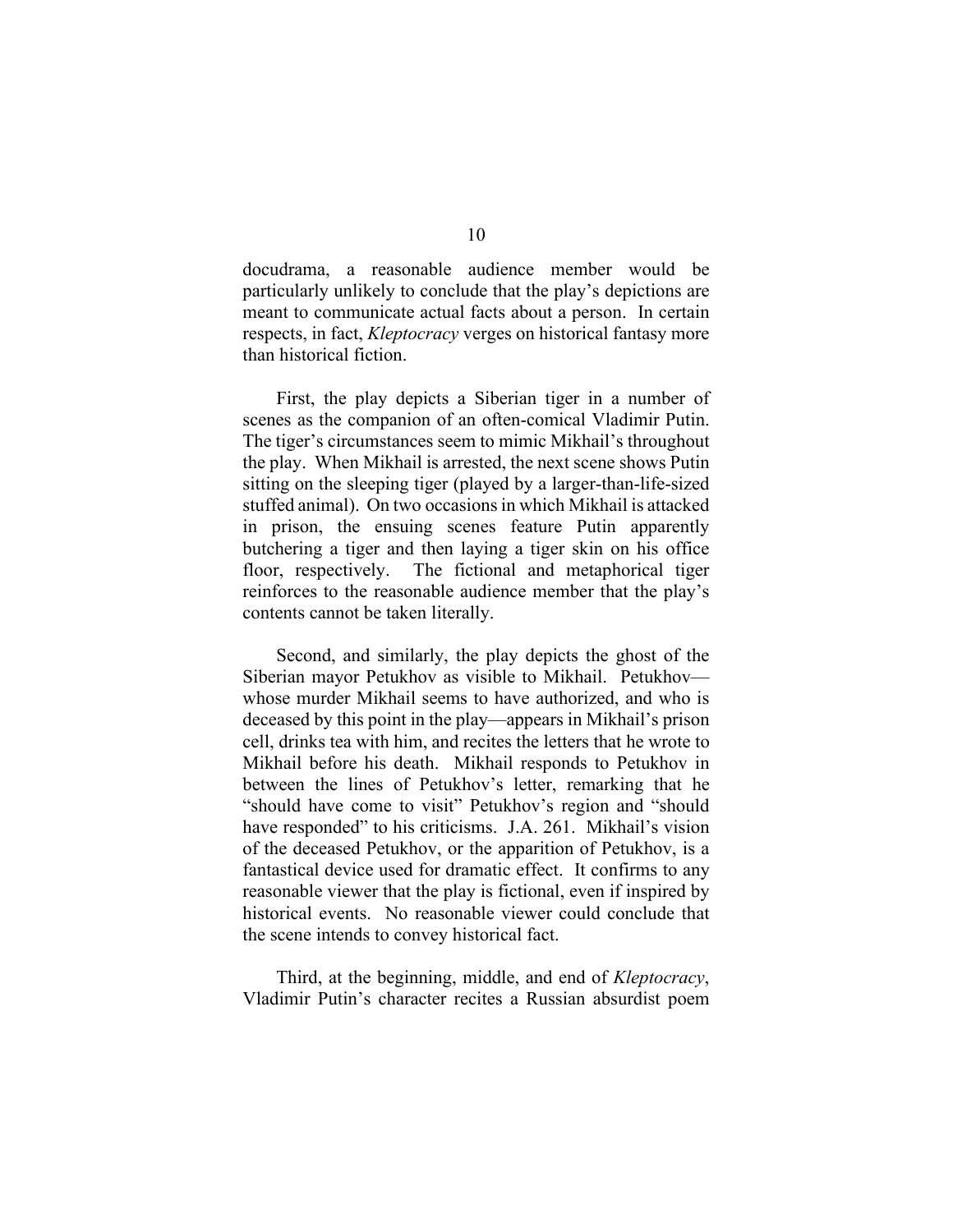docudrama, a reasonable audience member would be particularly unlikely to conclude that the play's depictions are meant to communicate actual facts about a person. In certain respects, in fact, *Kleptocracy* verges on historical fantasy more than historical fiction.

First, the play depicts a Siberian tiger in a number of scenes as the companion of an often-comical Vladimir Putin. The tiger's circumstances seem to mimic Mikhail's throughout the play. When Mikhail is arrested, the next scene shows Putin sitting on the sleeping tiger (played by a larger-than-life-sized stuffed animal). On two occasions in which Mikhail is attacked in prison, the ensuing scenes feature Putin apparently butchering a tiger and then laying a tiger skin on his office floor, respectively. The fictional and metaphorical tiger reinforces to the reasonable audience member that the play's contents cannot be taken literally.

Second, and similarly, the play depicts the ghost of the Siberian mayor Petukhov as visible to Mikhail. Petukhov—whose murder Mikhail seems to have authorized, and who is deceased by this point in the play—appears in Mikhail's prison cell, drinks tea with him, and recites the letters that he wrote to Mikhail before his death. Mikhail responds to Petukhov in between the lines of Petukhov's letter, remarking that he "should have come to visit" Petukhov's region and "should have responded" to his criticisms. J.A. 261. Mikhail's vision of the deceased Petukhov, or the apparition of Petukhov, is a fantastical device used for dramatic effect. It confirms to any reasonable viewer that the play is fictional, even if inspired by historical events. No reasonable viewer could conclude that the scene intends to convey historical fact.

Third, at the beginning, middle, and end of *Kleptocracy*, Vladimir Putin's character recites a Russian absurdist poem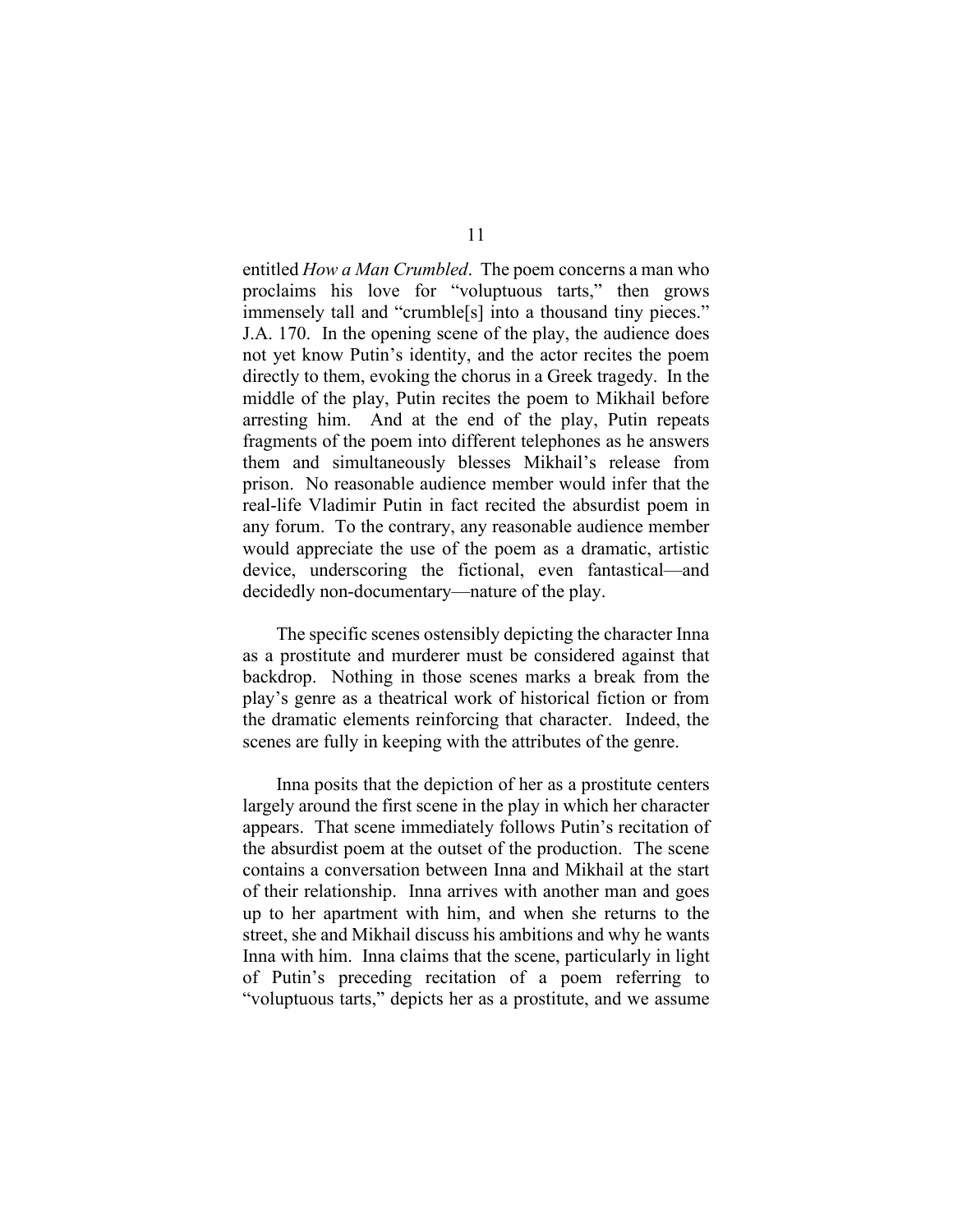entitled *How a Man Crumbled*. The poem concerns a man who proclaims his love for "voluptuous tarts," then grows immensely tall and "crumble[s] into a thousand tiny pieces." J.A. 170. In the opening scene of the play, the audience does not yet know Putin's identity, and the actor recites the poem directly to them, evoking the chorus in a Greek tragedy. In the middle of the play, Putin recites the poem to Mikhail before arresting him. And at the end of the play, Putin repeats fragments of the poem into different telephones as he answers them and simultaneously blesses Mikhail's release from prison. No reasonable audience member would infer that the real-life Vladimir Putin in fact recited the absurdist poem in any forum. To the contrary, any reasonable audience member would appreciate the use of the poem as a dramatic, artistic device, underscoring the fictional, even fantastical—and decidedly non-documentary—nature of the play.

The specific scenes ostensibly depicting the character Inna as a prostitute and murderer must be considered against that backdrop. Nothing in those scenes marks a break from the play's genre as a theatrical work of historical fiction or from the dramatic elements reinforcing that character. Indeed, the scenes are fully in keeping with the attributes of the genre.

Inna posits that the depiction of her as a prostitute centers largely around the first scene in the play in which her character appears. That scene immediately follows Putin's recitation of the absurdist poem at the outset of the production. The scene contains a conversation between Inna and Mikhail at the start of their relationship. Inna arrives with another man and goes up to her apartment with him, and when she returns to the street, she and Mikhail discuss his ambitions and why he wants Inna with him. Inna claims that the scene, particularly in light of Putin's preceding recitation of a poem referring to "voluptuous tarts," depicts her as a prostitute, and we assume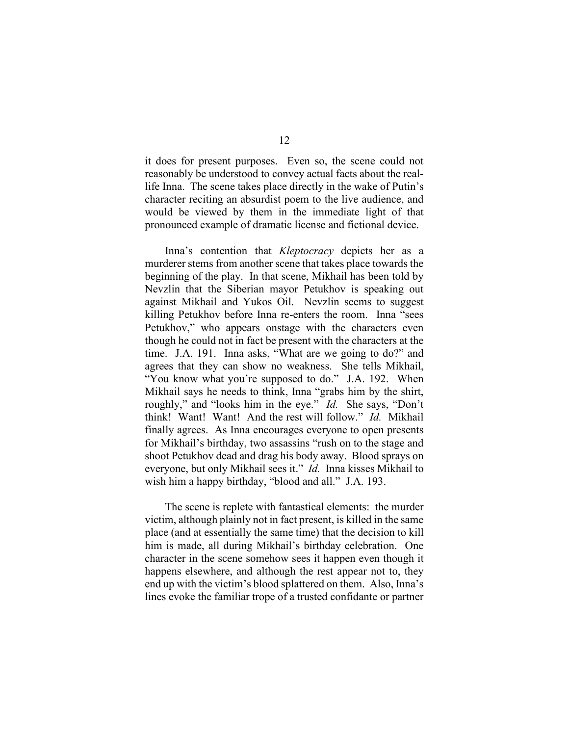it does for present purposes. Even so, the scene could not reasonably be understood to convey actual facts about the real-life Inna. The scene takes place directly in the wake of Putin's character reciting an absurdist poem to the live audience, and would be viewed by them in the immediate light of that pronounced example of dramatic license and fictional device.

Inna's contention that *Kleptocracy* depicts her as a murderer stems from another scene that takes place towards the beginning of the play. In that scene, Mikhail has been told by Nevzlin that the Siberian mayor Petukhov is speaking out against Mikhail and Yukos Oil. Nevzlin seems to suggest killing Petukhov before Inna re-enters the room. Inna "sees Petukhov," who appears onstage with the characters even though he could not in fact be present with the characters at the time. J.A. 191. Inna asks, "What are we going to do?" and agrees that they can show no weakness. She tells Mikhail, "You know what you're supposed to do." J.A. 192. When Mikhail says he needs to think, Inna "grabs him by the shirt, roughly," and "looks him in the eye." *Id.* She says, "Don't think! Want! Want! And the rest will follow." *Id.* Mikhail finally agrees. As Inna encourages everyone to open presents for Mikhail's birthday, two assassins "rush on to the stage and shoot Petukhov dead and drag his body away. Blood sprays on everyone, but only Mikhail sees it." *Id.* Inna kisses Mikhail to wish him a happy birthday, "blood and all." J.A. 193.

The scene is replete with fantastical elements: the murder victim, although plainly not in fact present, is killed in the same place (and at essentially the same time) that the decision to kill him is made, all during Mikhail's birthday celebration. One character in the scene somehow sees it happen even though it happens elsewhere, and although the rest appear not to, they end up with the victim's blood splattered on them. Also, Inna's lines evoke the familiar trope of a trusted confidante or partner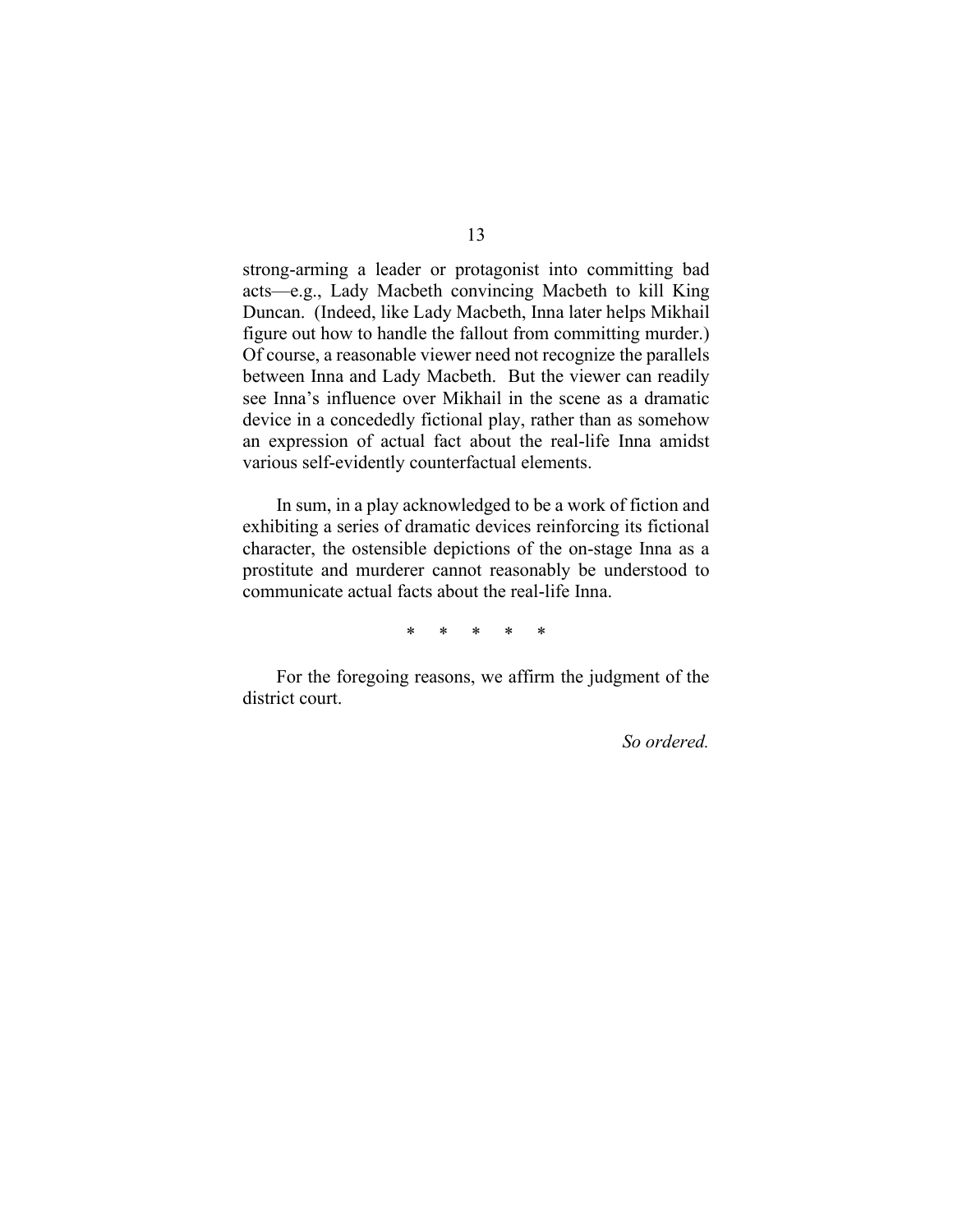strong-arming a leader or protagonist into committing bad acts—e.g., Lady Macbeth convincing Macbeth to kill King Duncan. (Indeed, like Lady Macbeth, Inna later helps Mikhail figure out how to handle the fallout from committing murder.) Of course, a reasonable viewer need not recognize the parallels between Inna and Lady Macbeth. But the viewer can readily see Inna's influence over Mikhail in the scene as a dramatic device in a concededly fictional play, rather than as somehow an expression of actual fact about the real-life Inna amidst various self-evidently counterfactual elements.

In sum, in a play acknowledged to be a work of fiction and exhibiting a series of dramatic devices reinforcing its fictional character, the ostensible depictions of the on-stage Inna as a prostitute and murderer cannot reasonably be understood to communicate actual facts about the real-life Inna.

\* \* \* \* \*

For the foregoing reasons, we affirm the judgment of the district court.

*So ordered.*